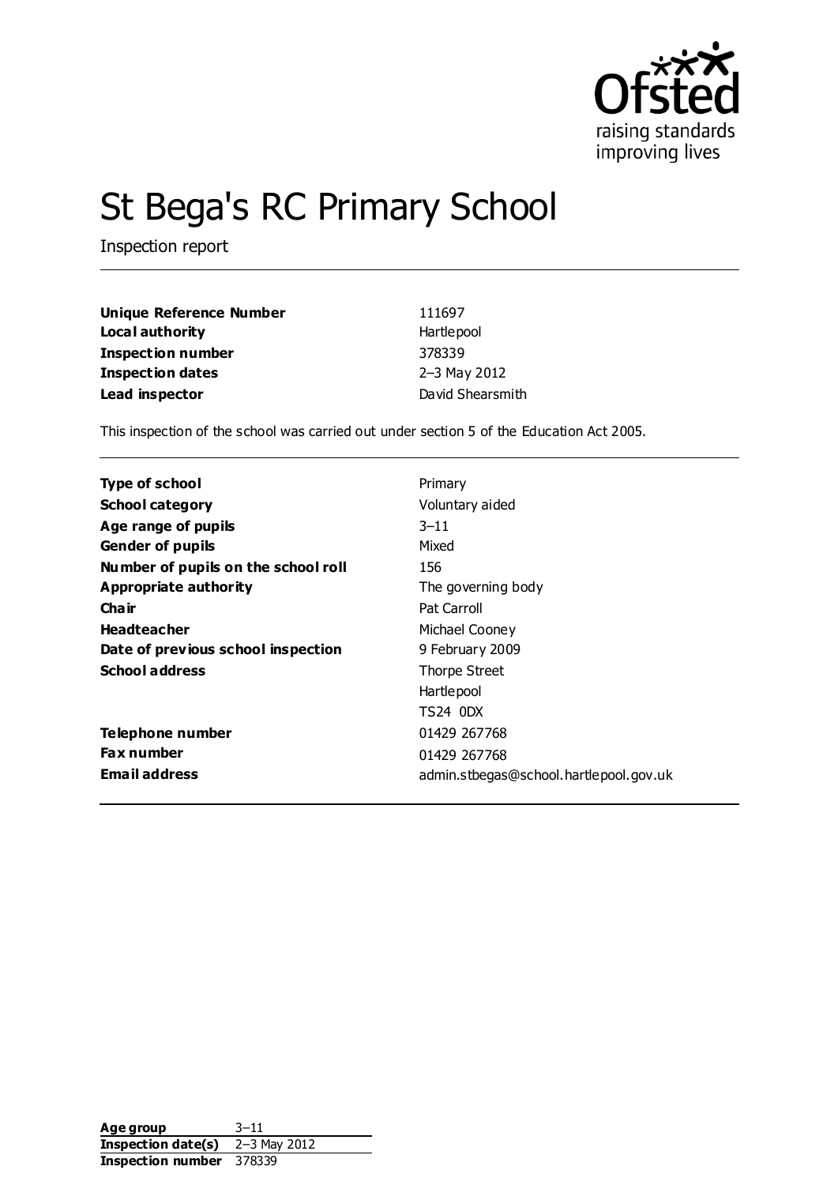# St Bega's RC Primary School

Inspection report

| | |
|---|---|
| **Unique Reference Number** | 111697 |
| **Local authority** | Hartlepool |
| **Inspection number** | 378339 |
| **Inspection dates** | 2–3 May 2012 |
| **Lead inspector** | David Shearsmith |

This inspection of the school was carried out under section 5 of the Education Act 2005.

| | |
|---|---|
| **Type of school** | Primary |
| **School category** | Voluntary aided |
| **Age range of pupils** | 3–11 |
| **Gender of pupils** | Mixed |
| **Number of pupils on the school roll** | 156 |
| **Appropriate authority** | The governing body |
| **Chair** | Pat Carroll |
| **Headteacher** | Michael Cooney |
| **Date of previous school inspection** | 9 February 2009 |
| **School address** | Thorpe Street<br>Hartlepool<br>TS24 0DX |
| **Telephone number** | 01429 267768 |
| **Fax number** | 01429 267768 |
| **Email address** | admin.stbegas@school.hartlepool.gov.uk |

| | |
|---|---|
| **Age group** | 3–11 |
| **Inspection date(s)** | 2–3 May 2012 |
| **Inspection number** | 378339 |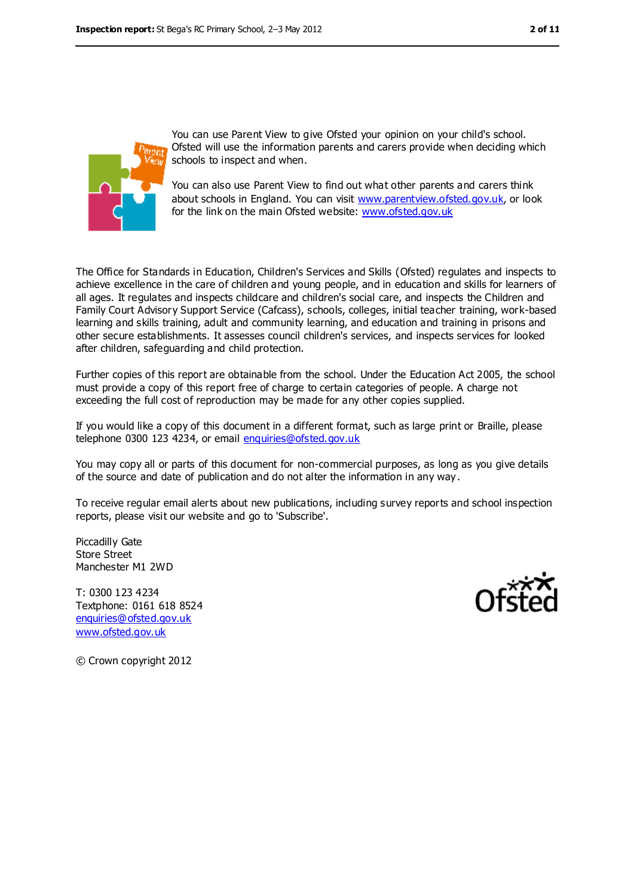You can use Parent View to give Ofsted your opinion on your child's school. Ofsted will use the information parents and carers provide when deciding which schools to inspect and when.

You can also use Parent View to find out what other parents and carers think about schools in England. You can visit www.parentview.ofsted.gov.uk, or look for the link on the main Ofsted website: www.ofsted.gov.uk

The Office for Standards in Education, Children's Services and Skills (Ofsted) regulates and inspects to achieve excellence in the care of children and young people, and in education and skills for learners of all ages. It regulates and inspects childcare and children's social care, and inspects the Children and Family Court Advisory Support Service (Cafcass), schools, colleges, initial teacher training, work-based learning and skills training, adult and community learning, and education and training in prisons and other secure establishments. It assesses council children's services, and inspects services for looked after children, safeguarding and child protection.

Further copies of this report are obtainable from the school. Under the Education Act 2005, the school must provide a copy of this report free of charge to certain categories of people. A charge not exceeding the full cost of reproduction may be made for any other copies supplied.

If you would like a copy of this document in a different format, such as large print or Braille, please telephone 0300 123 4234, or email enquiries@ofsted.gov.uk

You may copy all or parts of this document for non-commercial purposes, as long as you give details of the source and date of publication and do not alter the information in any way.

To receive regular email alerts about new publications, including survey reports and school inspection reports, please visit our website and go to 'Subscribe'.

Piccadilly Gate
Store Street
Manchester M1 2WD

T: 0300 123 4234
Textphone: 0161 618 8524
enquiries@ofsted.gov.uk
www.ofsted.gov.uk

© Crown copyright 2012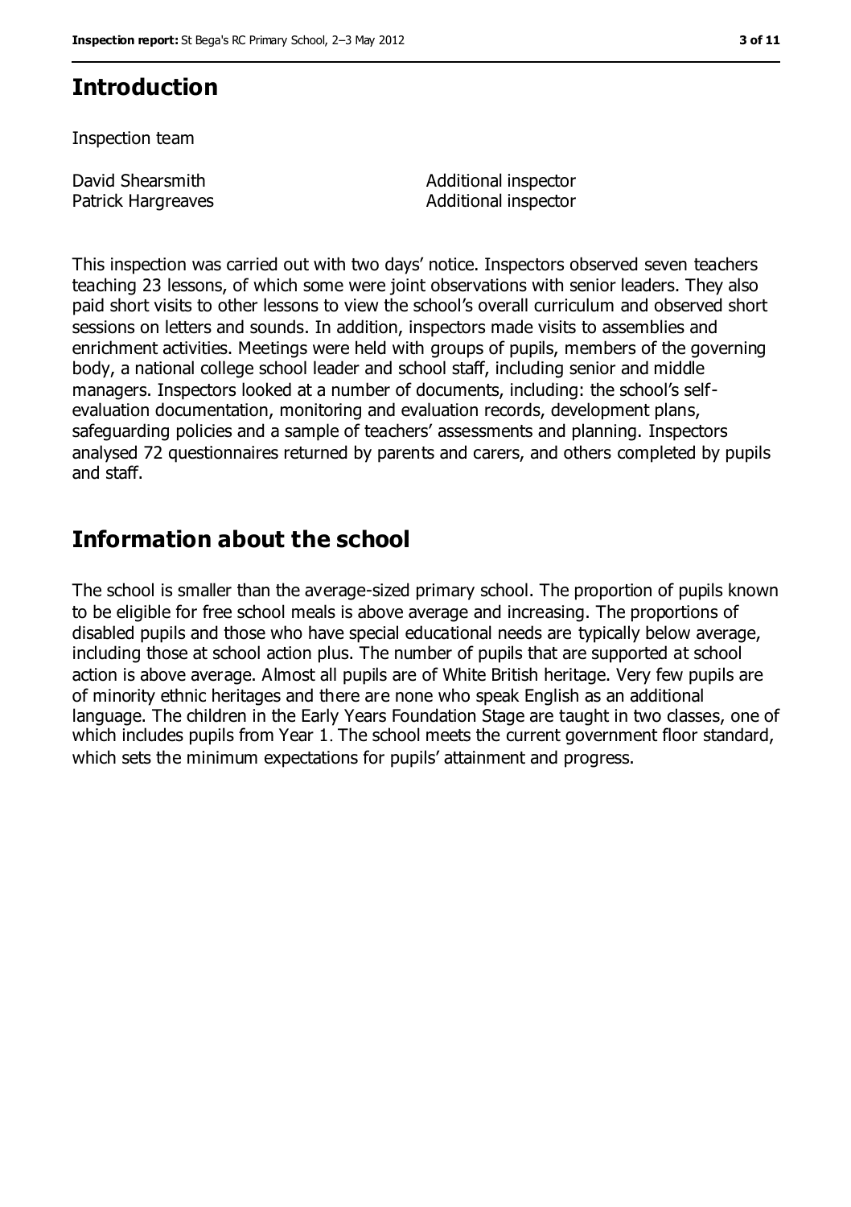## Introduction

Inspection team

| | |
|---|---|
| David Shearsmith | Additional inspector |
| Patrick Hargreaves | Additional inspector |

This inspection was carried out with two days' notice. Inspectors observed seven teachers teaching 23 lessons, of which some were joint observations with senior leaders. They also paid short visits to other lessons to view the school's overall curriculum and observed short sessions on letters and sounds. In addition, inspectors made visits to assemblies and enrichment activities. Meetings were held with groups of pupils, members of the governing body, a national college school leader and school staff, including senior and middle managers. Inspectors looked at a number of documents, including: the school's self-evaluation documentation, monitoring and evaluation records, development plans, safeguarding policies and a sample of teachers' assessments and planning. Inspectors analysed 72 questionnaires returned by parents and carers, and others completed by pupils and staff.

## Information about the school

The school is smaller than the average-sized primary school. The proportion of pupils known to be eligible for free school meals is above average and increasing. The proportions of disabled pupils and those who have special educational needs are typically below average, including those at school action plus. The number of pupils that are supported at school action is above average. Almost all pupils are of White British heritage. Very few pupils are of minority ethnic heritages and there are none who speak English as an additional language. The children in the Early Years Foundation Stage are taught in two classes, one of which includes pupils from Year 1. The school meets the current government floor standard, which sets the minimum expectations for pupils' attainment and progress.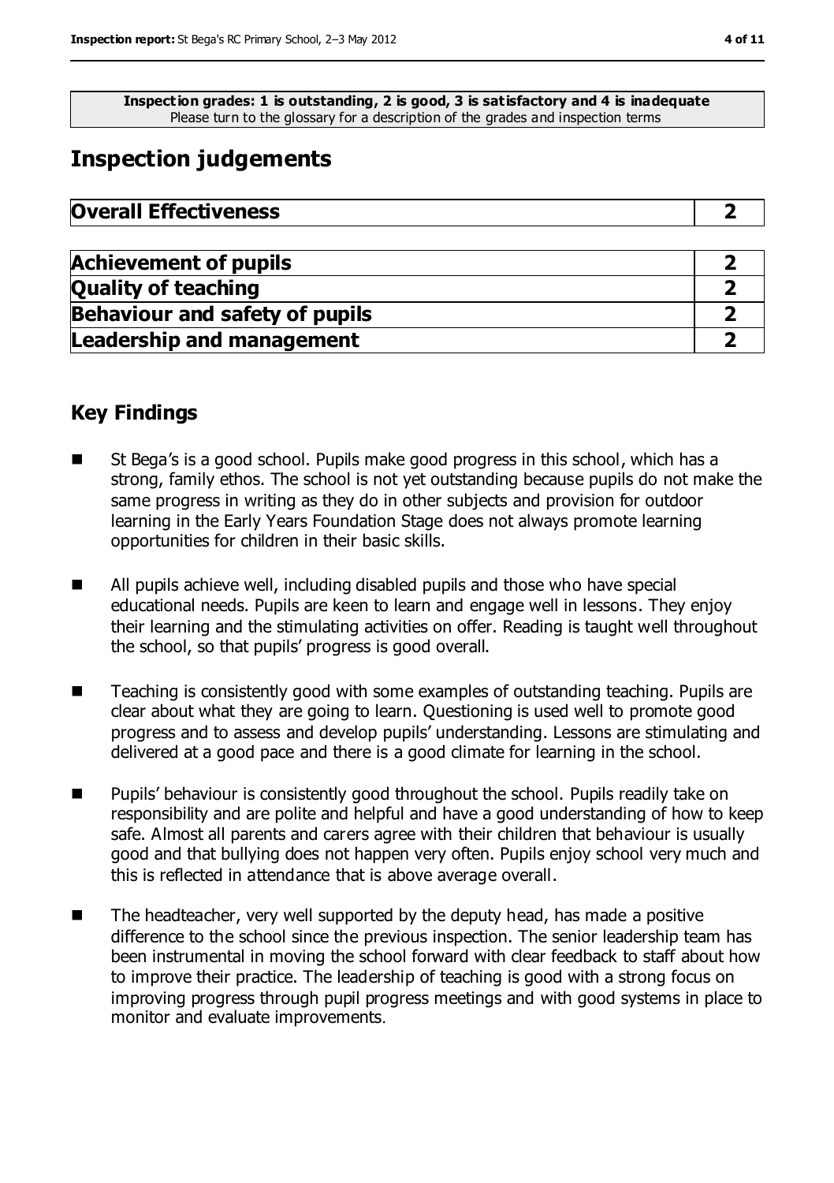**Inspection grades: 1 is outstanding, 2 is good, 3 is satisfactory and 4 is inadequate**
Please turn to the glossary for a description of the grades and inspection terms

# Inspection judgements

| Overall Effectiveness | 2 |
|---|---|

| Achievement of pupils | 2 |
|---|---|
| Quality of teaching | 2 |
| Behaviour and safety of pupils | 2 |
| Leadership and management | 2 |

## Key Findings

- St Bega's is a good school. Pupils make good progress in this school, which has a strong, family ethos. The school is not yet outstanding because pupils do not make the same progress in writing as they do in other subjects and provision for outdoor learning in the Early Years Foundation Stage does not always promote learning opportunities for children in their basic skills.
- All pupils achieve well, including disabled pupils and those who have special educational needs. Pupils are keen to learn and engage well in lessons. They enjoy their learning and the stimulating activities on offer. Reading is taught well throughout the school, so that pupils' progress is good overall.
- Teaching is consistently good with some examples of outstanding teaching. Pupils are clear about what they are going to learn. Questioning is used well to promote good progress and to assess and develop pupils' understanding. Lessons are stimulating and delivered at a good pace and there is a good climate for learning in the school.
- Pupils' behaviour is consistently good throughout the school. Pupils readily take on responsibility and are polite and helpful and have a good understanding of how to keep safe. Almost all parents and carers agree with their children that behaviour is usually good and that bullying does not happen very often. Pupils enjoy school very much and this is reflected in attendance that is above average overall.
- The headteacher, very well supported by the deputy head, has made a positive difference to the school since the previous inspection. The senior leadership team has been instrumental in moving the school forward with clear feedback to staff about how to improve their practice. The leadership of teaching is good with a strong focus on improving progress through pupil progress meetings and with good systems in place to monitor and evaluate improvements.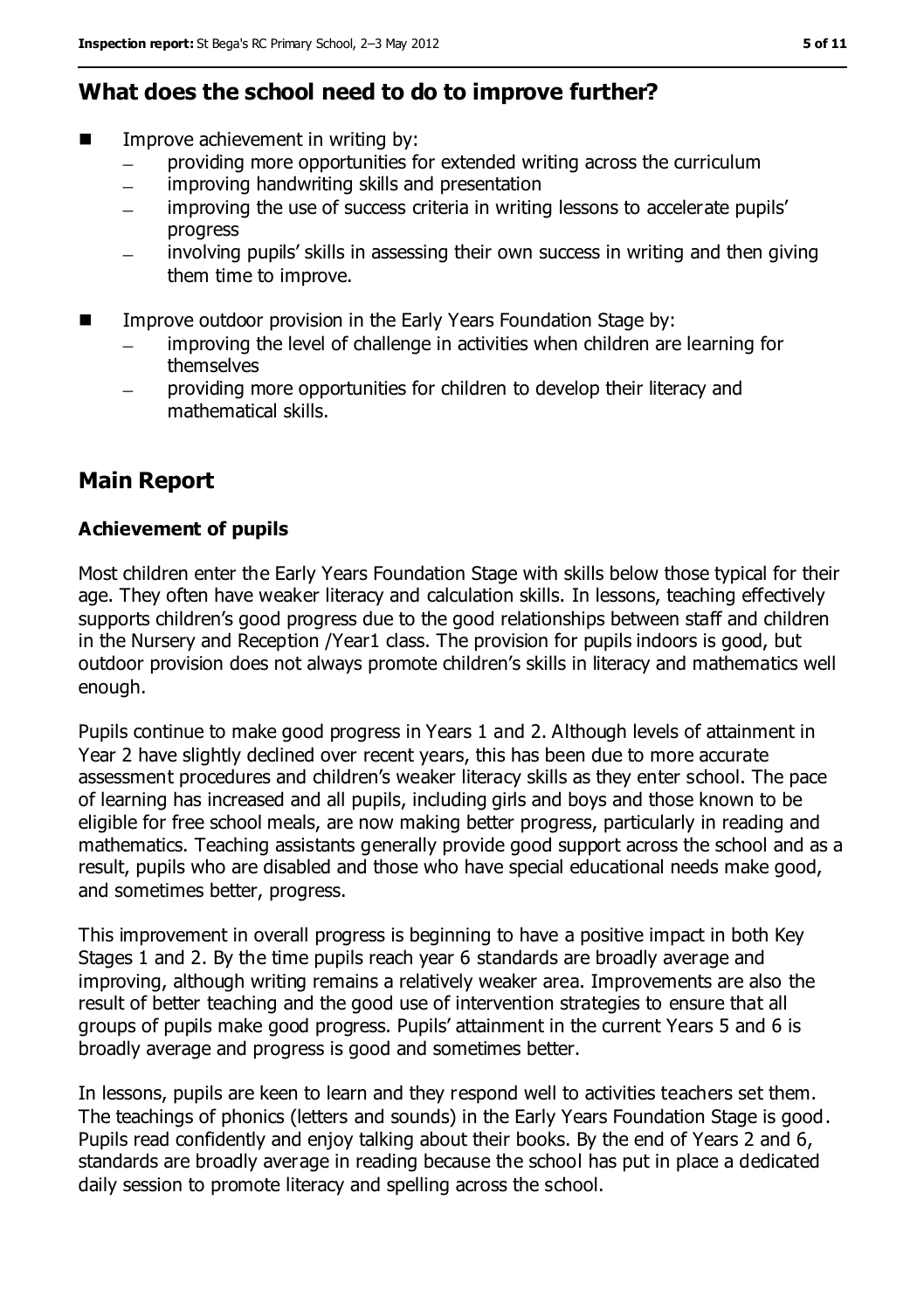## What does the school need to do to improve further?

- Improve achievement in writing by:
  - providing more opportunities for extended writing across the curriculum
  - improving handwriting skills and presentation
  - improving the use of success criteria in writing lessons to accelerate pupils' progress
  - involving pupils' skills in assessing their own success in writing and then giving them time to improve.
- Improve outdoor provision in the Early Years Foundation Stage by:
  - improving the level of challenge in activities when children are learning for themselves
  - providing more opportunities for children to develop their literacy and mathematical skills.

## Main Report

### Achievement of pupils

Most children enter the Early Years Foundation Stage with skills below those typical for their age. They often have weaker literacy and calculation skills. In lessons, teaching effectively supports children's good progress due to the good relationships between staff and children in the Nursery and Reception /Year1 class. The provision for pupils indoors is good, but outdoor provision does not always promote children's skills in literacy and mathematics well enough.

Pupils continue to make good progress in Years 1 and 2. Although levels of attainment in Year 2 have slightly declined over recent years, this has been due to more accurate assessment procedures and children's weaker literacy skills as they enter school. The pace of learning has increased and all pupils, including girls and boys and those known to be eligible for free school meals, are now making better progress, particularly in reading and mathematics. Teaching assistants generally provide good support across the school and as a result, pupils who are disabled and those who have special educational needs make good, and sometimes better, progress.

This improvement in overall progress is beginning to have a positive impact in both Key Stages 1 and 2. By the time pupils reach year 6 standards are broadly average and improving, although writing remains a relatively weaker area. Improvements are also the result of better teaching and the good use of intervention strategies to ensure that all groups of pupils make good progress. Pupils' attainment in the current Years 5 and 6 is broadly average and progress is good and sometimes better.

In lessons, pupils are keen to learn and they respond well to activities teachers set them. The teachings of phonics (letters and sounds) in the Early Years Foundation Stage is good. Pupils read confidently and enjoy talking about their books. By the end of Years 2 and 6, standards are broadly average in reading because the school has put in place a dedicated daily session to promote literacy and spelling across the school.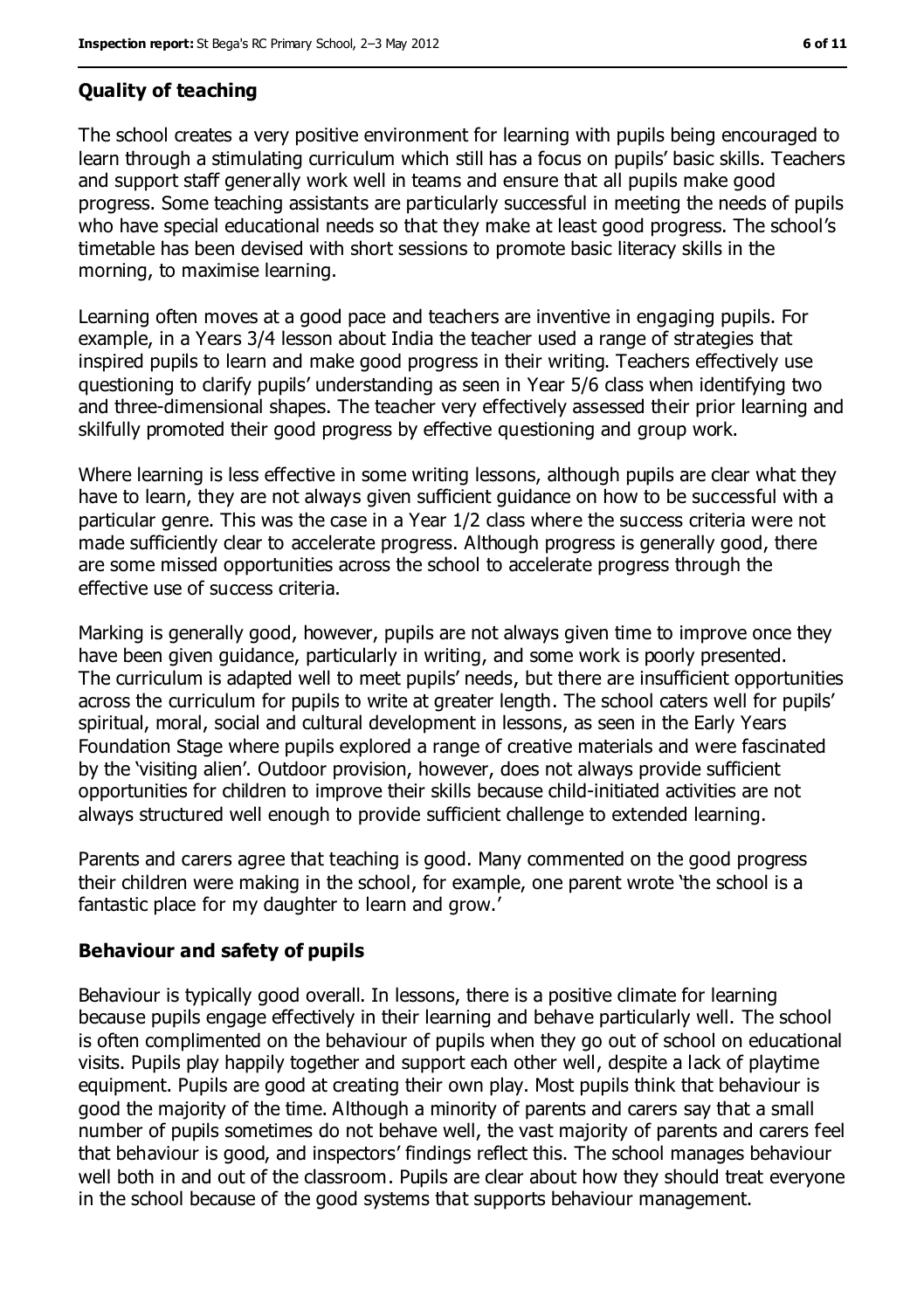### Quality of teaching

The school creates a very positive environment for learning with pupils being encouraged to learn through a stimulating curriculum which still has a focus on pupils' basic skills. Teachers and support staff generally work well in teams and ensure that all pupils make good progress. Some teaching assistants are particularly successful in meeting the needs of pupils who have special educational needs so that they make at least good progress. The school's timetable has been devised with short sessions to promote basic literacy skills in the morning, to maximise learning.

Learning often moves at a good pace and teachers are inventive in engaging pupils. For example, in a Years 3/4 lesson about India the teacher used a range of strategies that inspired pupils to learn and make good progress in their writing. Teachers effectively use questioning to clarify pupils' understanding as seen in Year 5/6 class when identifying two and three-dimensional shapes. The teacher very effectively assessed their prior learning and skilfully promoted their good progress by effective questioning and group work.

Where learning is less effective in some writing lessons, although pupils are clear what they have to learn, they are not always given sufficient guidance on how to be successful with a particular genre. This was the case in a Year 1/2 class where the success criteria were not made sufficiently clear to accelerate progress. Although progress is generally good, there are some missed opportunities across the school to accelerate progress through the effective use of success criteria.

Marking is generally good, however, pupils are not always given time to improve once they have been given guidance, particularly in writing, and some work is poorly presented. The curriculum is adapted well to meet pupils' needs, but there are insufficient opportunities across the curriculum for pupils to write at greater length. The school caters well for pupils' spiritual, moral, social and cultural development in lessons, as seen in the Early Years Foundation Stage where pupils explored a range of creative materials and were fascinated by the 'visiting alien'. Outdoor provision, however, does not always provide sufficient opportunities for children to improve their skills because child-initiated activities are not always structured well enough to provide sufficient challenge to extended learning.

Parents and carers agree that teaching is good. Many commented on the good progress their children were making in the school, for example, one parent wrote 'the school is a fantastic place for my daughter to learn and grow.'

### Behaviour and safety of pupils

Behaviour is typically good overall. In lessons, there is a positive climate for learning because pupils engage effectively in their learning and behave particularly well. The school is often complimented on the behaviour of pupils when they go out of school on educational visits. Pupils play happily together and support each other well, despite a lack of playtime equipment. Pupils are good at creating their own play. Most pupils think that behaviour is good the majority of the time. Although a minority of parents and carers say that a small number of pupils sometimes do not behave well, the vast majority of parents and carers feel that behaviour is good, and inspectors' findings reflect this. The school manages behaviour well both in and out of the classroom. Pupils are clear about how they should treat everyone in the school because of the good systems that supports behaviour management.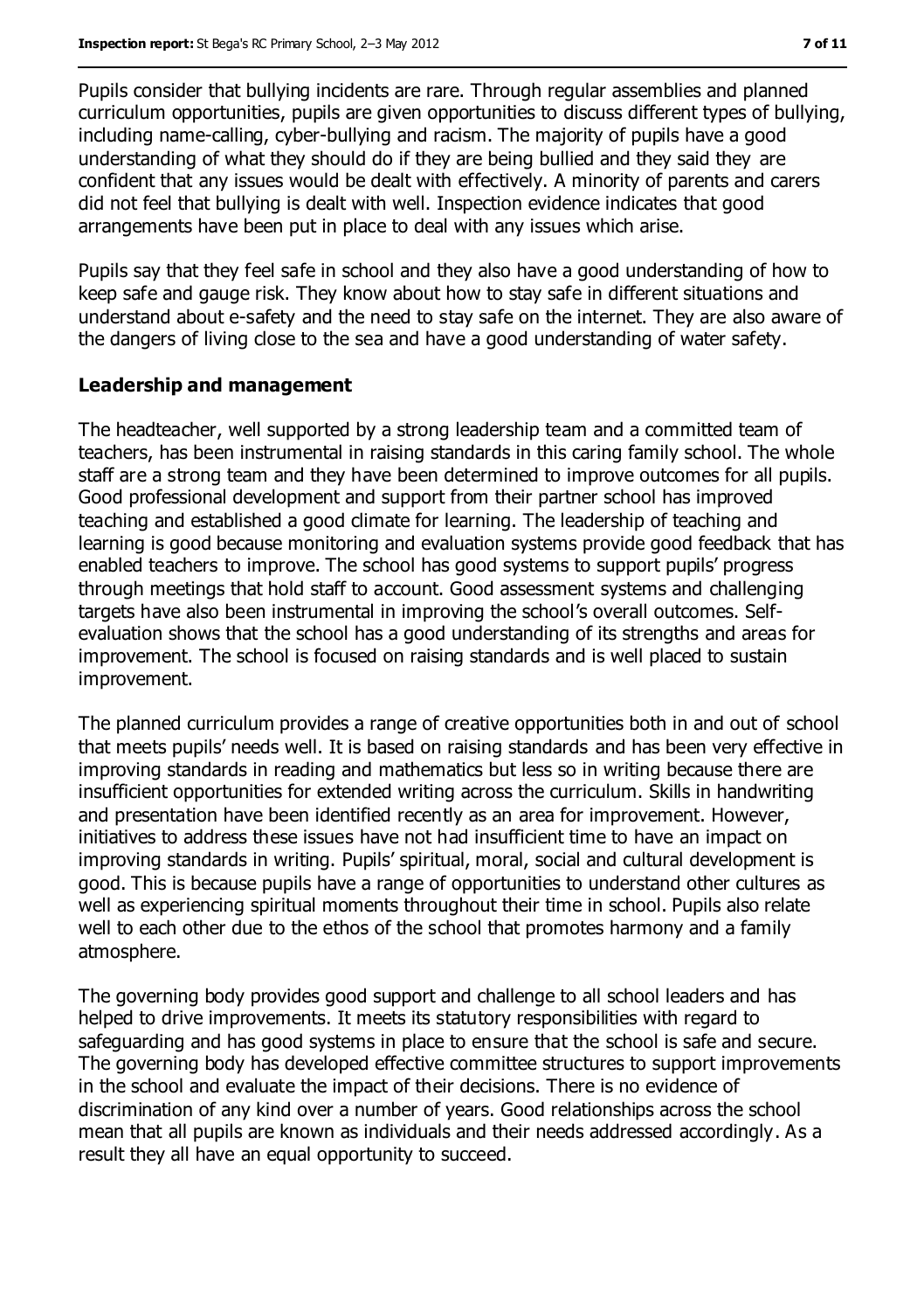Pupils consider that bullying incidents are rare. Through regular assemblies and planned curriculum opportunities, pupils are given opportunities to discuss different types of bullying, including name-calling, cyber-bullying and racism. The majority of pupils have a good understanding of what they should do if they are being bullied and they said they are confident that any issues would be dealt with effectively. A minority of parents and carers did not feel that bullying is dealt with well. Inspection evidence indicates that good arrangements have been put in place to deal with any issues which arise.

Pupils say that they feel safe in school and they also have a good understanding of how to keep safe and gauge risk. They know about how to stay safe in different situations and understand about e-safety and the need to stay safe on the internet. They are also aware of the dangers of living close to the sea and have a good understanding of water safety.

## Leadership and management

The headteacher, well supported by a strong leadership team and a committed team of teachers, has been instrumental in raising standards in this caring family school. The whole staff are a strong team and they have been determined to improve outcomes for all pupils. Good professional development and support from their partner school has improved teaching and established a good climate for learning. The leadership of teaching and learning is good because monitoring and evaluation systems provide good feedback that has enabled teachers to improve. The school has good systems to support pupils' progress through meetings that hold staff to account. Good assessment systems and challenging targets have also been instrumental in improving the school's overall outcomes. Self-evaluation shows that the school has a good understanding of its strengths and areas for improvement. The school is focused on raising standards and is well placed to sustain improvement.

The planned curriculum provides a range of creative opportunities both in and out of school that meets pupils' needs well. It is based on raising standards and has been very effective in improving standards in reading and mathematics but less so in writing because there are insufficient opportunities for extended writing across the curriculum. Skills in handwriting and presentation have been identified recently as an area for improvement. However, initiatives to address these issues have not had insufficient time to have an impact on improving standards in writing. Pupils' spiritual, moral, social and cultural development is good. This is because pupils have a range of opportunities to understand other cultures as well as experiencing spiritual moments throughout their time in school. Pupils also relate well to each other due to the ethos of the school that promotes harmony and a family atmosphere.

The governing body provides good support and challenge to all school leaders and has helped to drive improvements. It meets its statutory responsibilities with regard to safeguarding and has good systems in place to ensure that the school is safe and secure. The governing body has developed effective committee structures to support improvements in the school and evaluate the impact of their decisions. There is no evidence of discrimination of any kind over a number of years. Good relationships across the school mean that all pupils are known as individuals and their needs addressed accordingly. As a result they all have an equal opportunity to succeed.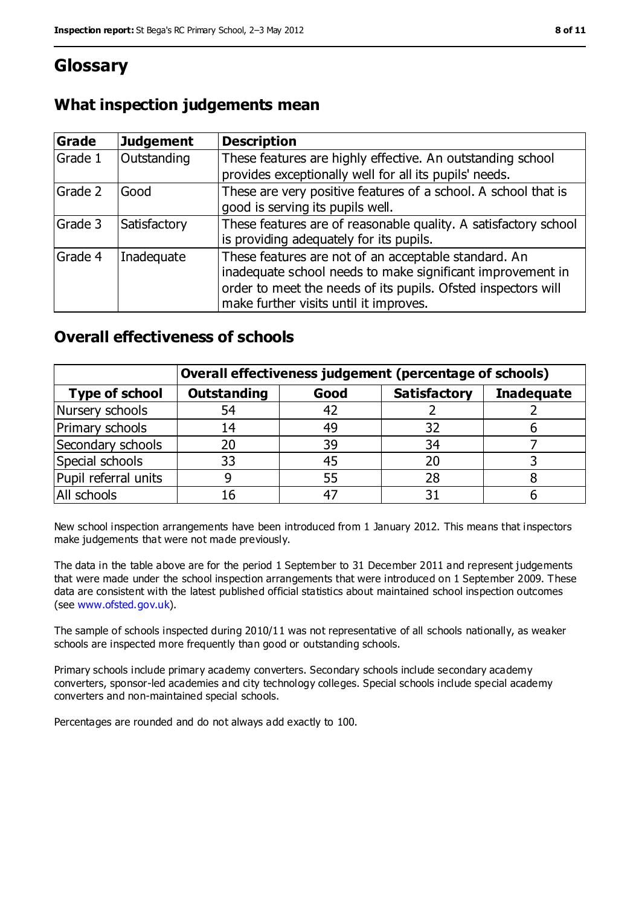# Glossary

## What inspection judgements mean

| Grade | Judgement | Description |
|---|---|---|
| Grade 1 | Outstanding | These features are highly effective. An outstanding school provides exceptionally well for all its pupils' needs. |
| Grade 2 | Good | These are very positive features of a school. A school that is good is serving its pupils well. |
| Grade 3 | Satisfactory | These features are of reasonable quality. A satisfactory school is providing adequately for its pupils. |
| Grade 4 | Inadequate | These features are not of an acceptable standard. An inadequate school needs to make significant improvement in order to meet the needs of its pupils. Ofsted inspectors will make further visits until it improves. |

## Overall effectiveness of schools

| | Overall effectiveness judgement (percentage of schools) | | | |
|---|---|---|---|---|
| **Type of school** | **Outstanding** | **Good** | **Satisfactory** | **Inadequate** |
| Nursery schools | 54 | 42 | 2 | 2 |
| Primary schools | 14 | 49 | 32 | 6 |
| Secondary schools | 20 | 39 | 34 | 7 |
| Special schools | 33 | 45 | 20 | 3 |
| Pupil referral units | 9 | 55 | 28 | 8 |
| All schools | 16 | 47 | 31 | 6 |

New school inspection arrangements have been introduced from 1 January 2012. This means that inspectors make judgements that were not made previously.

The data in the table above are for the period 1 September to 31 December 2011 and represent judgements that were made under the school inspection arrangements that were introduced on 1 September 2009. These data are consistent with the latest published official statistics about maintained school inspection outcomes (see www.ofsted.gov.uk).

The sample of schools inspected during 2010/11 was not representative of all schools nationally, as weaker schools are inspected more frequently than good or outstanding schools.

Primary schools include primary academy converters. Secondary schools include secondary academy converters, sponsor-led academies and city technology colleges. Special schools include special academy converters and non-maintained special schools.

Percentages are rounded and do not always add exactly to 100.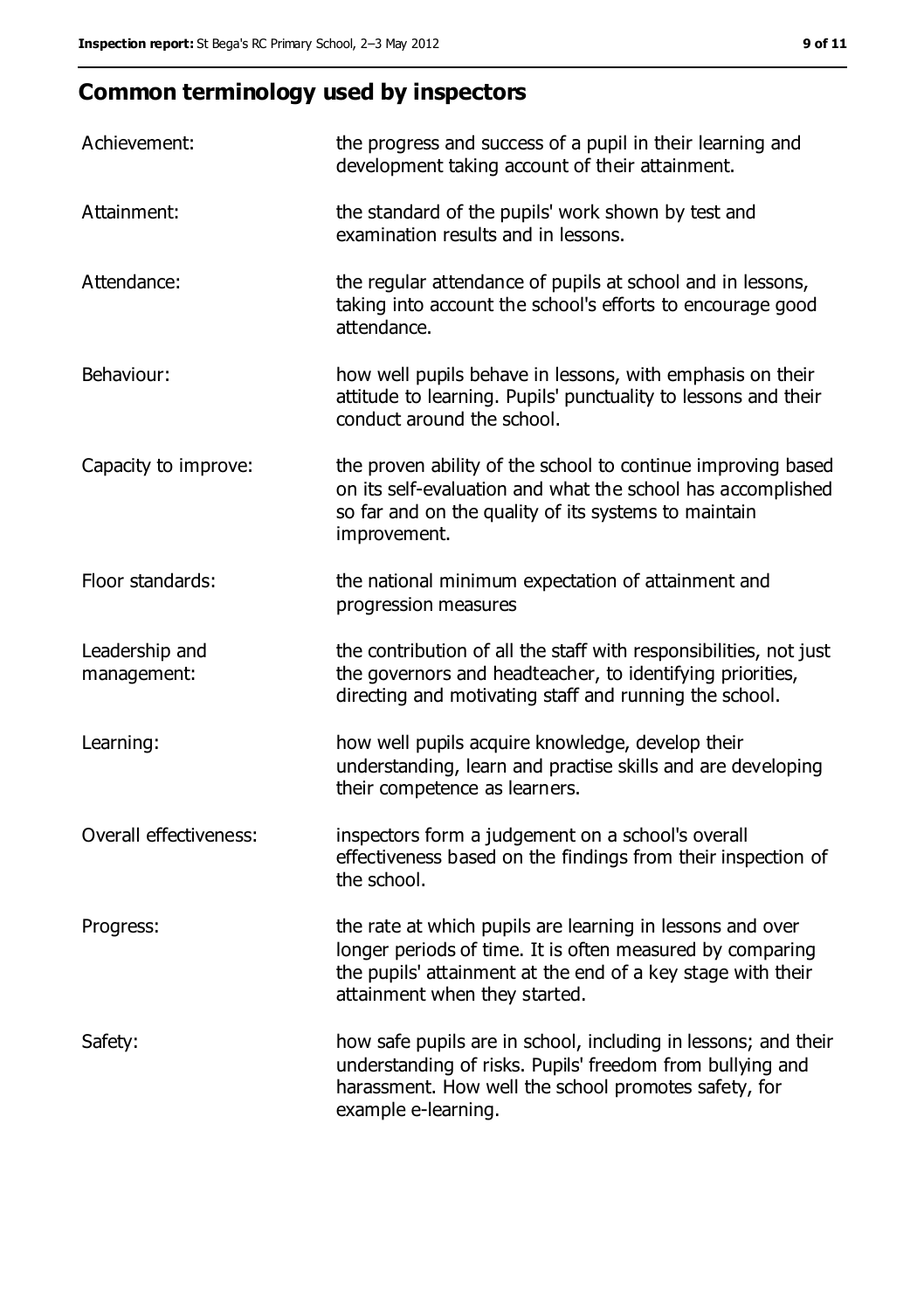## Common terminology used by inspectors

| | |
|---|---|
| Achievement: | the progress and success of a pupil in their learning and development taking account of their attainment. |
| Attainment: | the standard of the pupils' work shown by test and examination results and in lessons. |
| Attendance: | the regular attendance of pupils at school and in lessons, taking into account the school's efforts to encourage good attendance. |
| Behaviour: | how well pupils behave in lessons, with emphasis on their attitude to learning. Pupils' punctuality to lessons and their conduct around the school. |
| Capacity to improve: | the proven ability of the school to continue improving based on its self-evaluation and what the school has accomplished so far and on the quality of its systems to maintain improvement. |
| Floor standards: | the national minimum expectation of attainment and progression measures |
| Leadership and management: | the contribution of all the staff with responsibilities, not just the governors and headteacher, to identifying priorities, directing and motivating staff and running the school. |
| Learning: | how well pupils acquire knowledge, develop their understanding, learn and practise skills and are developing their competence as learners. |
| Overall effectiveness: | inspectors form a judgement on a school's overall effectiveness based on the findings from their inspection of the school. |
| Progress: | the rate at which pupils are learning in lessons and over longer periods of time. It is often measured by comparing the pupils' attainment at the end of a key stage with their attainment when they started. |
| Safety: | how safe pupils are in school, including in lessons; and their understanding of risks. Pupils' freedom from bullying and harassment. How well the school promotes safety, for example e-learning. |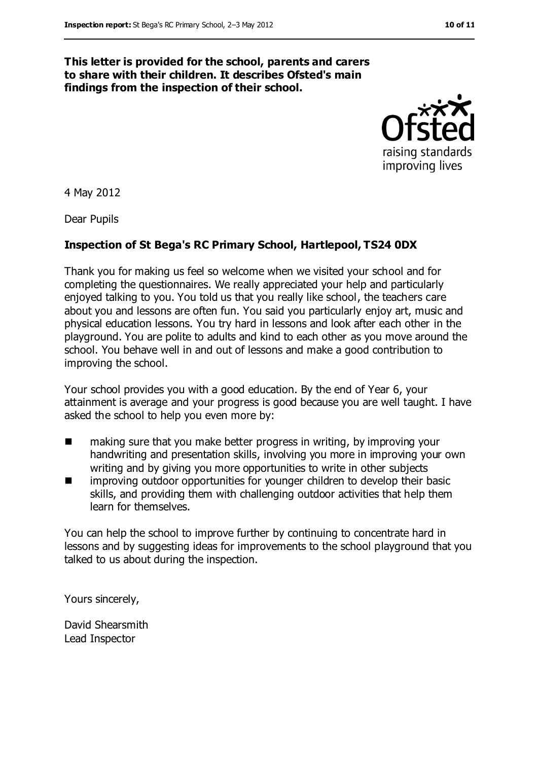**This letter is provided for the school, parents and carers to share with their children. It describes Ofsted's main findings from the inspection of their school.**

4 May 2012

Dear Pupils

**Inspection of St Bega's RC Primary School, Hartlepool, TS24 0DX**

Thank you for making us feel so welcome when we visited your school and for completing the questionnaires. We really appreciated your help and particularly enjoyed talking to you. You told us that you really like school, the teachers care about you and lessons are often fun. You said you particularly enjoy art, music and physical education lessons. You try hard in lessons and look after each other in the playground. You are polite to adults and kind to each other as you move around the school. You behave well in and out of lessons and make a good contribution to improving the school.

Your school provides you with a good education. By the end of Year 6, your attainment is average and your progress is good because you are well taught. I have asked the school to help you even more by:

- making sure that you make better progress in writing, by improving your handwriting and presentation skills, involving you more in improving your own writing and by giving you more opportunities to write in other subjects
- improving outdoor opportunities for younger children to develop their basic skills, and providing them with challenging outdoor activities that help them learn for themselves.

You can help the school to improve further by continuing to concentrate hard in lessons and by suggesting ideas for improvements to the school playground that you talked to us about during the inspection.

Yours sincerely,

David Shearsmith
Lead Inspector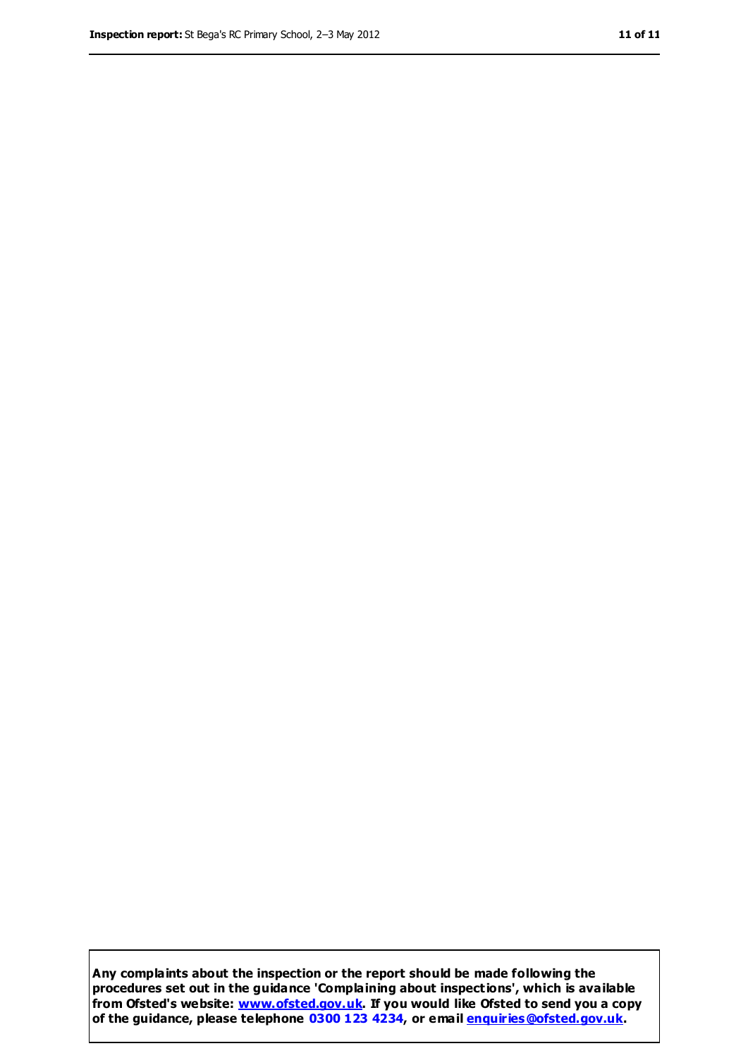**Any complaints about the inspection or the report should be made following the procedures set out in the guidance 'Complaining about inspections', which is available from Ofsted's website: [www.ofsted.gov.uk](http://www.ofsted.gov.uk). If you would like Ofsted to send you a copy of the guidance, please telephone 0300 123 4234, or email [enquiries@ofsted.gov.uk](mailto:enquiries@ofsted.gov.uk).**